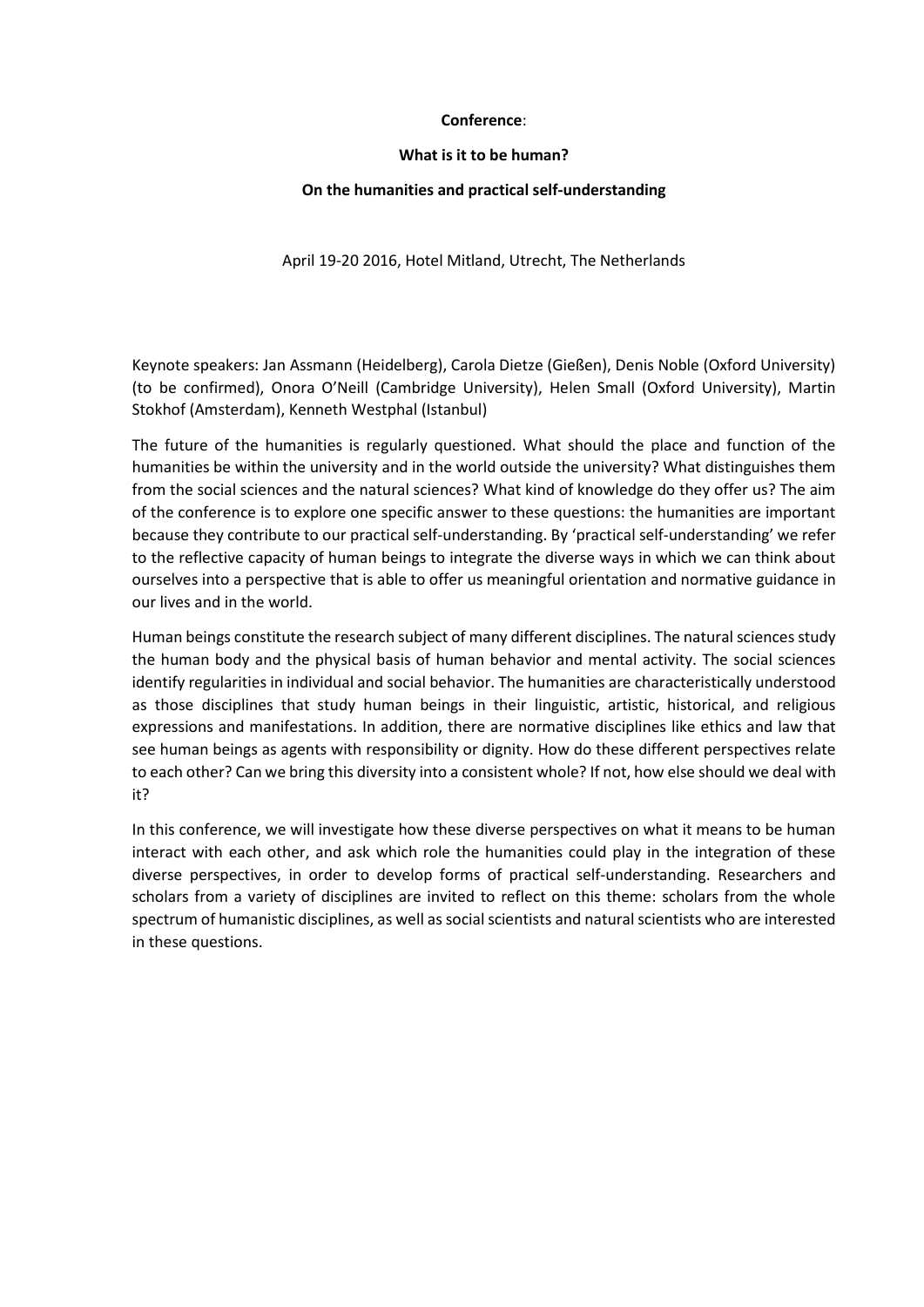**Conference**:

**What is it to be human?**

**On the humanities and practical self-understanding**

April 19-20 2016, Hotel Mitland, Utrecht, The Netherlands

Keynote speakers: Jan Assmann (Heidelberg), Carola Dietze (Gießen), Denis Noble (Oxford University) (to be confirmed), Onora O'Neill (Cambridge University), Helen Small (Oxford University), Martin Stokhof (Amsterdam), Kenneth Westphal (Istanbul)

The future of the humanities is regularly questioned. What should the place and function of the humanities be within the university and in the world outside the university? What distinguishes them from the social sciences and the natural sciences? What kind of knowledge do they offer us? The aim of the conference is to explore one specific answer to these questions: the humanities are important because they contribute to our practical self-understanding. By 'practical self-understanding' we refer to the reflective capacity of human beings to integrate the diverse ways in which we can think about ourselves into a perspective that is able to offer us meaningful orientation and normative guidance in our lives and in the world.

Human beings constitute the research subject of many different disciplines. The natural sciences study the human body and the physical basis of human behavior and mental activity. The social sciences identify regularities in individual and social behavior. The humanities are characteristically understood as those disciplines that study human beings in their linguistic, artistic, historical, and religious expressions and manifestations. In addition, there are normative disciplines like ethics and law that see human beings as agents with responsibility or dignity. How do these different perspectives relate to each other? Can we bring this diversity into a consistent whole? If not, how else should we deal with it?

In this conference, we will investigate how these diverse perspectives on what it means to be human interact with each other, and ask which role the humanities could play in the integration of these diverse perspectives, in order to develop forms of practical self-understanding. Researchers and scholars from a variety of disciplines are invited to reflect on this theme: scholars from the whole spectrum of humanistic disciplines, as well as social scientists and natural scientists who are interested in these questions.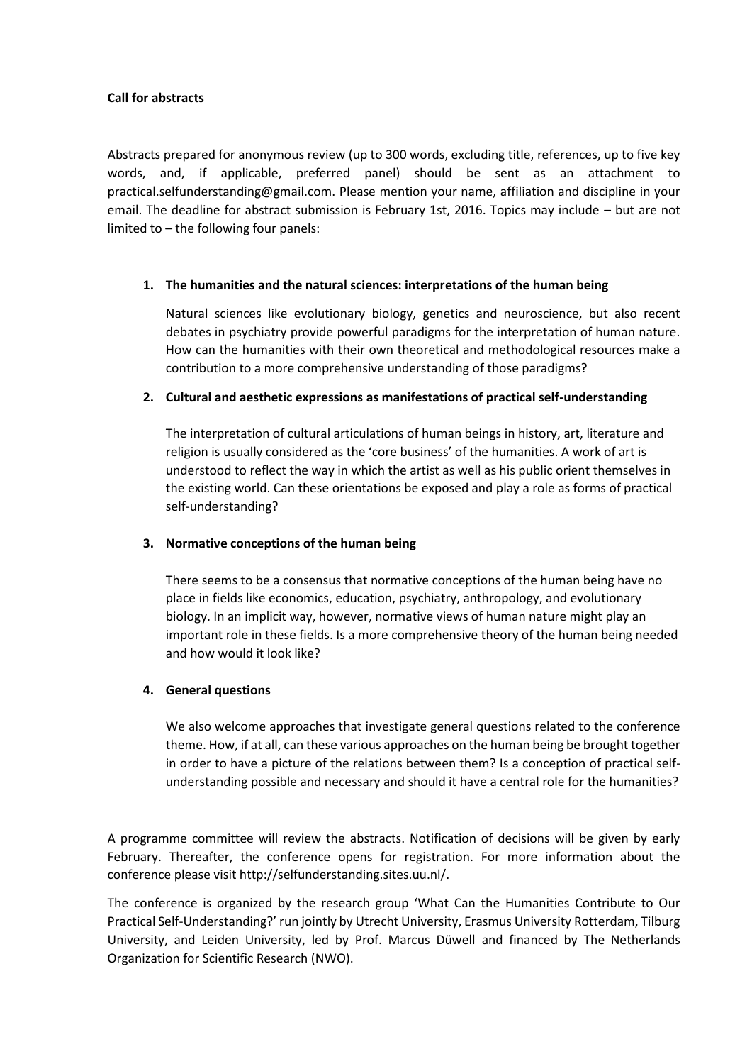**Call for abstracts**

Abstracts prepared for anonymous review (up to 300 words, excluding title, references, up to five key words, and, if applicable, preferred panel) should be sent as an attachment to practical.selfunderstanding@gmail.com. Please mention your name, affiliation and discipline in your email. The deadline for abstract submission is February 1st, 2016. Topics may include – but are not limited to – the following four panels:

1. **The humanities and the natural sciences: interpretations of the human being**

   Natural sciences like evolutionary biology, genetics and neuroscience, but also recent debates in psychiatry provide powerful paradigms for the interpretation of human nature. How can the humanities with their own theoretical and methodological resources make a contribution to a more comprehensive understanding of those paradigms?

2. **Cultural and aesthetic expressions as manifestations of practical self-understanding**

   The interpretation of cultural articulations of human beings in history, art, literature and religion is usually considered as the 'core business' of the humanities. A work of art is understood to reflect the way in which the artist as well as his public orient themselves in the existing world. Can these orientations be exposed and play a role as forms of practical self-understanding?

3. **Normative conceptions of the human being**

   There seems to be a consensus that normative conceptions of the human being have no place in fields like economics, education, psychiatry, anthropology, and evolutionary biology. In an implicit way, however, normative views of human nature might play an important role in these fields. Is a more comprehensive theory of the human being needed and how would it look like?

4. **General questions**

   We also welcome approaches that investigate general questions related to the conference theme. How, if at all, can these various approaches on the human being be brought together in order to have a picture of the relations between them? Is a conception of practical self-understanding possible and necessary and should it have a central role for the humanities?

A programme committee will review the abstracts. Notification of decisions will be given by early February. Thereafter, the conference opens for registration. For more information about the conference please visit http://selfunderstanding.sites.uu.nl/.

The conference is organized by the research group 'What Can the Humanities Contribute to Our Practical Self-Understanding?' run jointly by Utrecht University, Erasmus University Rotterdam, Tilburg University, and Leiden University, led by Prof. Marcus Düwell and financed by The Netherlands Organization for Scientific Research (NWO).